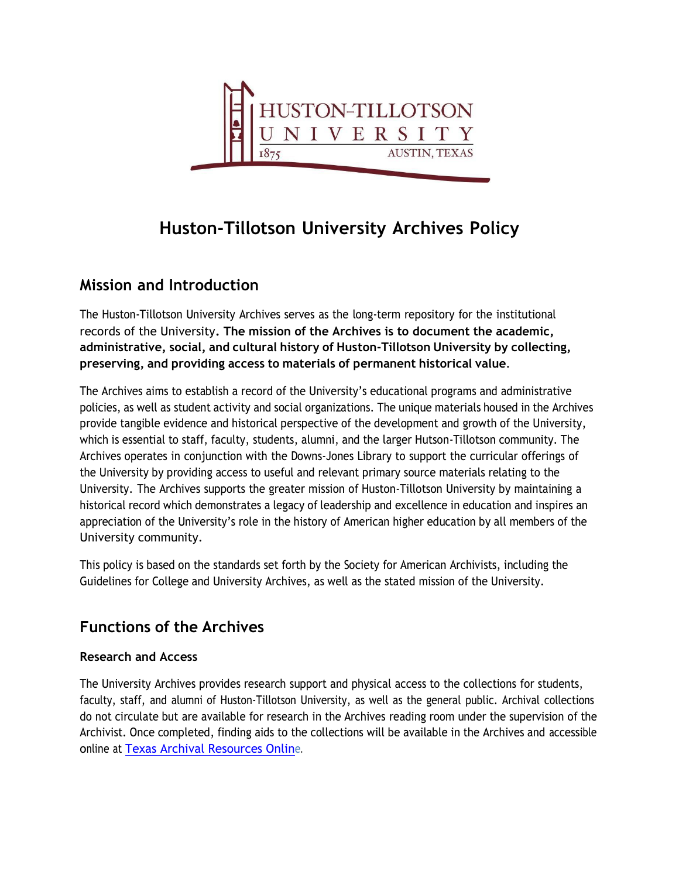# Huston-Tillotson University Archives Policy

## Mission and Introduction

The Huston-Tillotson University Archives serves as the long-term repository for the institutional records of the University. **The mission of the Archives is to document the academic, administrative, social, and cultural history of Huston-Tillotson University by collecting, preserving, and providing access to materials of permanent historical value**.

The Archives aims to establish a record of the University's educational programs and administrative policies, as well as student activity and social organizations. The unique materials housed in the Archives provide tangible evidence and historical perspective of the development and growth of the University, which is essential to staff, faculty, students, alumni, and the larger Hutson-Tillotson community. The Archives operates in conjunction with the Downs-Jones Library to support the curricular offerings of the University by providing access to useful and relevant primary source materials relating to the University. The Archives supports the greater mission of Huston-Tillotson University by maintaining a historical record which demonstrates a legacy of leadership and excellence in education and inspires an appreciation of the University's role in the history of American higher education by all members of the University community.

This policy is based on the standards set forth by the Society for American Archivists, including the Guidelines for College and University Archives, as well as the stated mission of the University.

## Functions of the Archives

### Research and Access

The University Archives provides research support and physical access to the collections for students, faculty, staff, and alumni of Huston-Tillotson University, as well as the general public. Archival collections do not circulate but are available for research in the Archives reading room under the supervision of the Archivist. Once completed, finding aids to the collections will be available in the Archives and accessible online at Texas Archival Resources Online.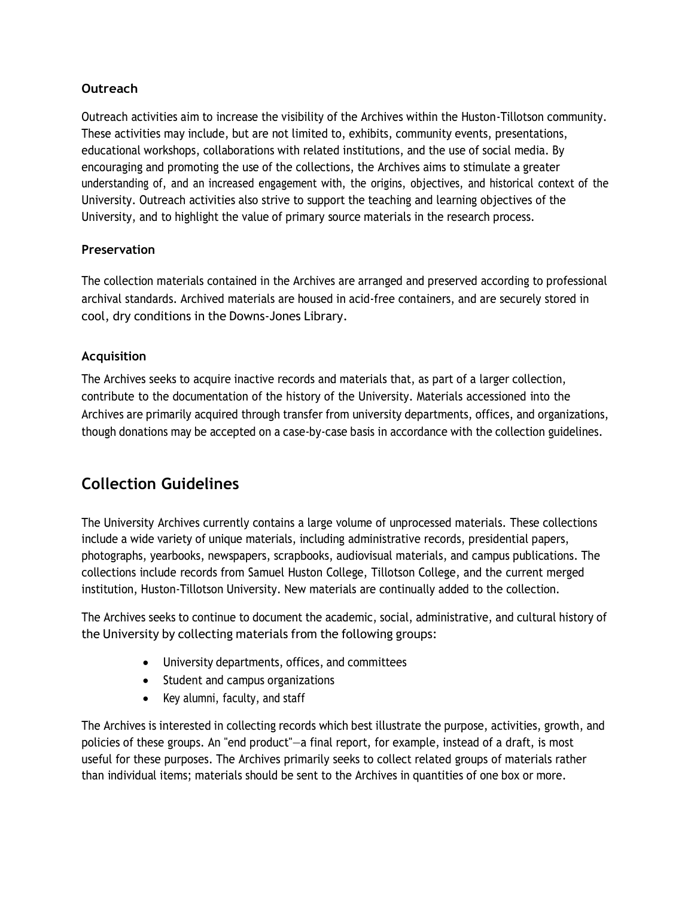### Outreach

Outreach activities aim to increase the visibility of the Archives within the Huston-Tillotson community. These activities may include, but are not limited to, exhibits, community events, presentations, educational workshops, collaborations with related institutions, and the use of social media. By encouraging and promoting the use of the collections, the Archives aims to stimulate a greater understanding of, and an increased engagement with, the origins, objectives, and historical context of the University. Outreach activities also strive to support the teaching and learning objectives of the University, and to highlight the value of primary source materials in the research process.

### Preservation

The collection materials contained in the Archives are arranged and preserved according to professional archival standards. Archived materials are housed in acid-free containers, and are securely stored in cool, dry conditions in the Downs-Jones Library.

### Acquisition

The Archives seeks to acquire inactive records and materials that, as part of a larger collection, contribute to the documentation of the history of the University. Materials accessioned into the Archives are primarily acquired through transfer from university departments, offices, and organizations, though donations may be accepted on a case-by-case basis in accordance with the collection guidelines.

## Collection Guidelines

The University Archives currently contains a large volume of unprocessed materials. These collections include a wide variety of unique materials, including administrative records, presidential papers, photographs, yearbooks, newspapers, scrapbooks, audiovisual materials, and campus publications. The collections include records from Samuel Huston College, Tillotson College, and the current merged institution, Huston-Tillotson University. New materials are continually added to the collection.

The Archives seeks to continue to document the academic, social, administrative, and cultural history of the University by collecting materials from the following groups:

- University departments, offices, and committees
- Student and campus organizations
- Key alumni, faculty, and staff

The Archives is interested in collecting records which best illustrate the purpose, activities, growth, and policies of these groups. An "end product"—a final report, for example, instead of a draft, is most useful for these purposes. The Archives primarily seeks to collect related groups of materials rather than individual items; materials should be sent to the Archives in quantities of one box or more.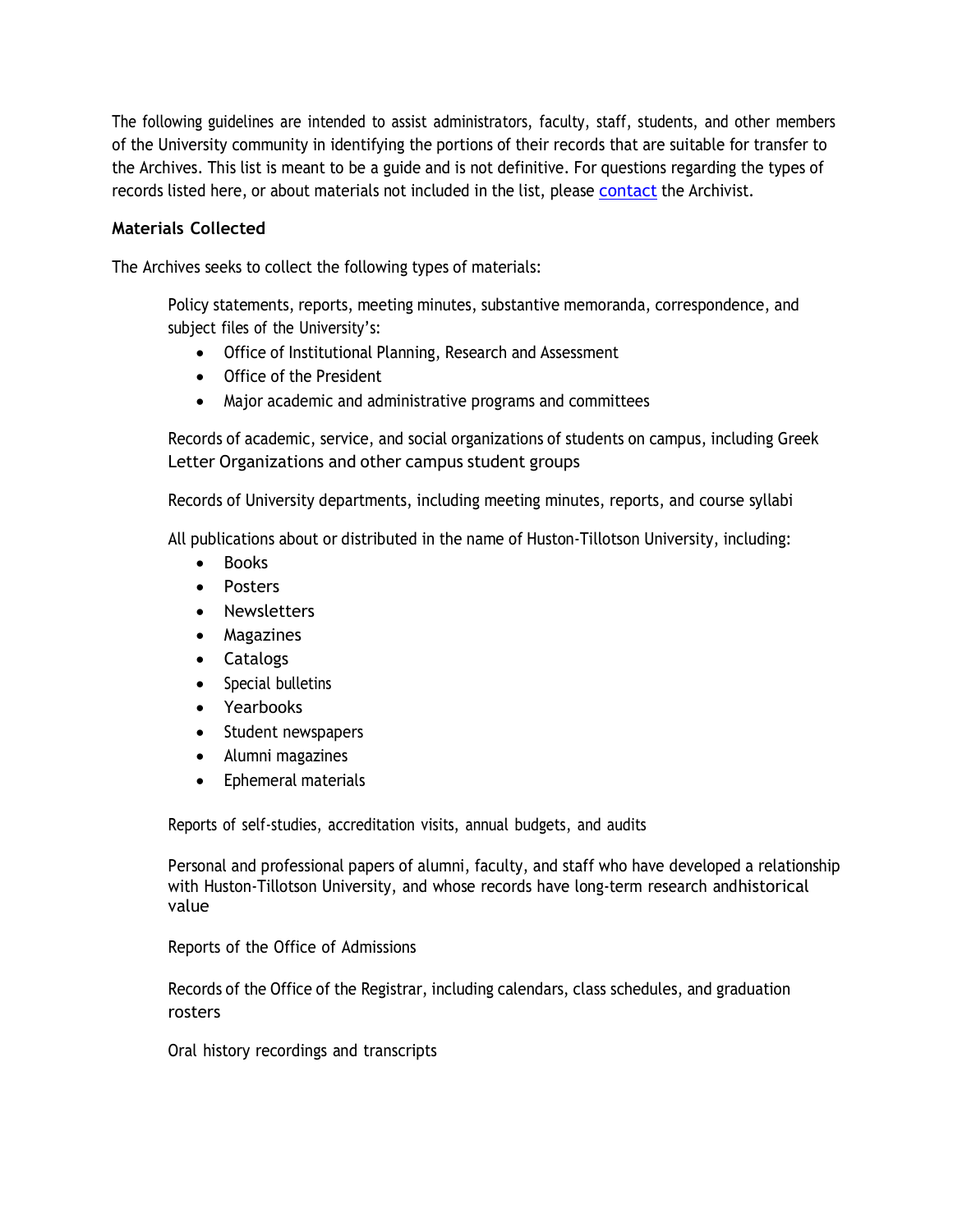The following guidelines are intended to assist administrators, faculty, staff, students, and other members of the University community in identifying the portions of their records that are suitable for transfer to the Archives. This list is meant to be a guide and is not definitive. For questions regarding the types of records listed here, or about materials not included in the list, please contact the Archivist.

**Materials Collected**

The Archives seeks to collect the following types of materials:

Policy statements, reports, meeting minutes, substantive memoranda, correspondence, and subject files of the University's:

- Office of Institutional Planning, Research and Assessment
- Office of the President
- Major academic and administrative programs and committees

Records of academic, service, and social organizations of students on campus, including Greek Letter Organizations and other campus student groups

Records of University departments, including meeting minutes, reports, and course syllabi

All publications about or distributed in the name of Huston-Tillotson University, including:

- Books
- Posters
- Newsletters
- Magazines
- Catalogs
- Special bulletins
- Yearbooks
- Student newspapers
- Alumni magazines
- Ephemeral materials

Reports of self-studies, accreditation visits, annual budgets, and audits

Personal and professional papers of alumni, faculty, and staff who have developed a relationship with Huston-Tillotson University, and whose records have long-term research andhistorical value

Reports of the Office of Admissions

Records of the Office of the Registrar, including calendars, class schedules, and graduation rosters

Oral history recordings and transcripts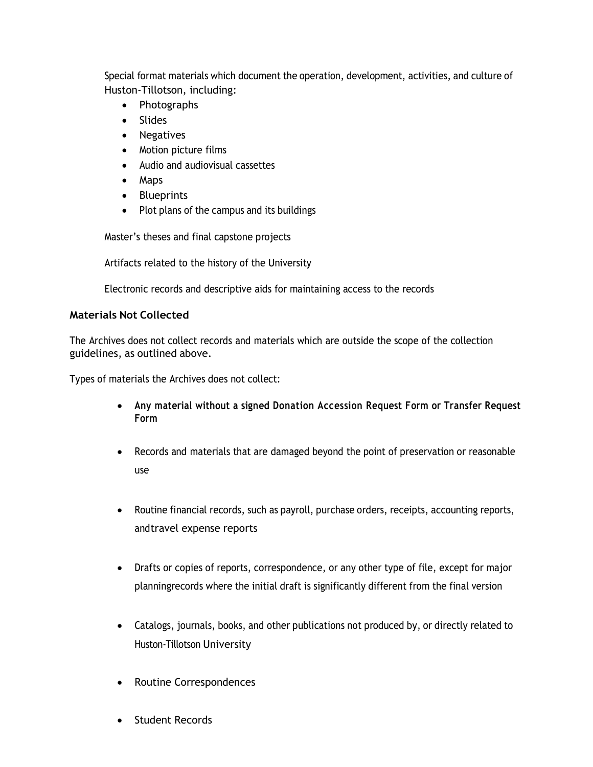Special format materials which document the operation, development, activities, and culture of Huston-Tillotson, including:

- Photographs
- Slides
- Negatives
- Motion picture films
- Audio and audiovisual cassettes
- Maps
- Blueprints
- Plot plans of the campus and its buildings

Master's theses and final capstone projects

Artifacts related to the history of the University

Electronic records and descriptive aids for maintaining access to the records

### Materials Not Collected

The Archives does not collect records and materials which are outside the scope of the collection guidelines, as outlined above.

Types of materials the Archives does not collect:

- **Any material without a signed Donation Accession Request Form or Transfer Request Form**
- Records and materials that are damaged beyond the point of preservation or reasonable use
- Routine financial records, such as payroll, purchase orders, receipts, accounting reports, andtravel expense reports
- Drafts or copies of reports, correspondence, or any other type of file, except for major planningrecords where the initial draft is significantly different from the final version
- Catalogs, journals, books, and other publications not produced by, or directly related to Huston-Tillotson University
- Routine Correspondences
- Student Records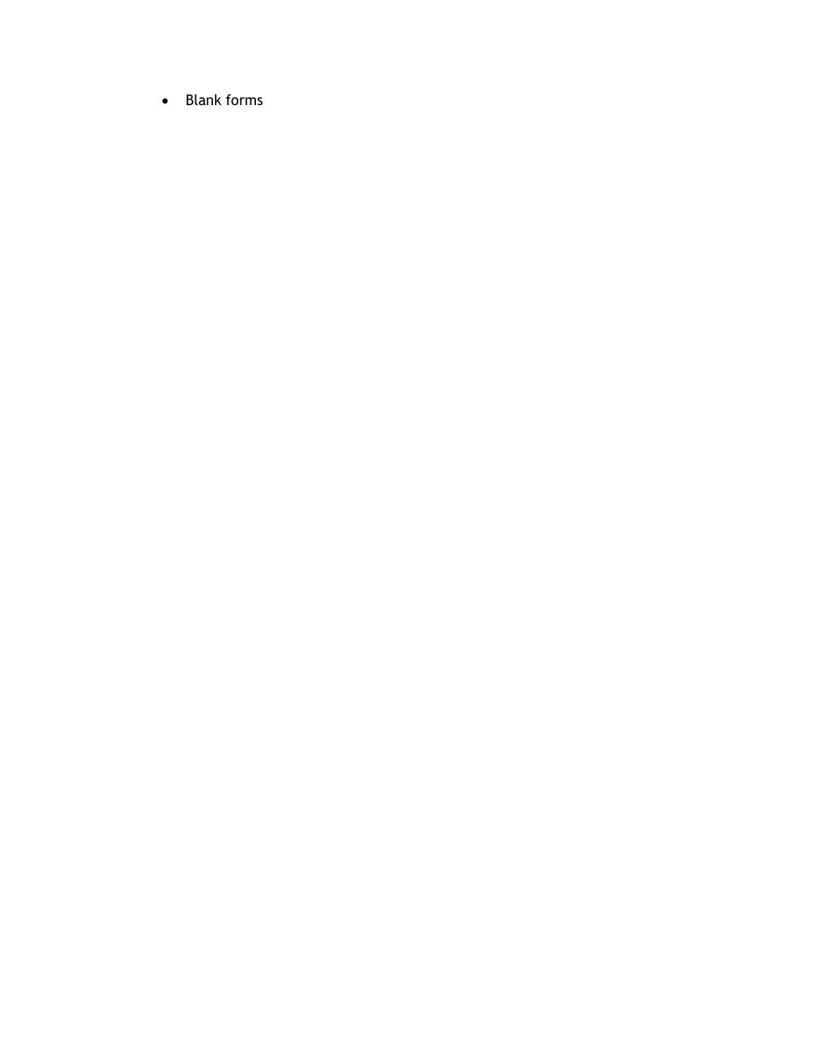- Blank forms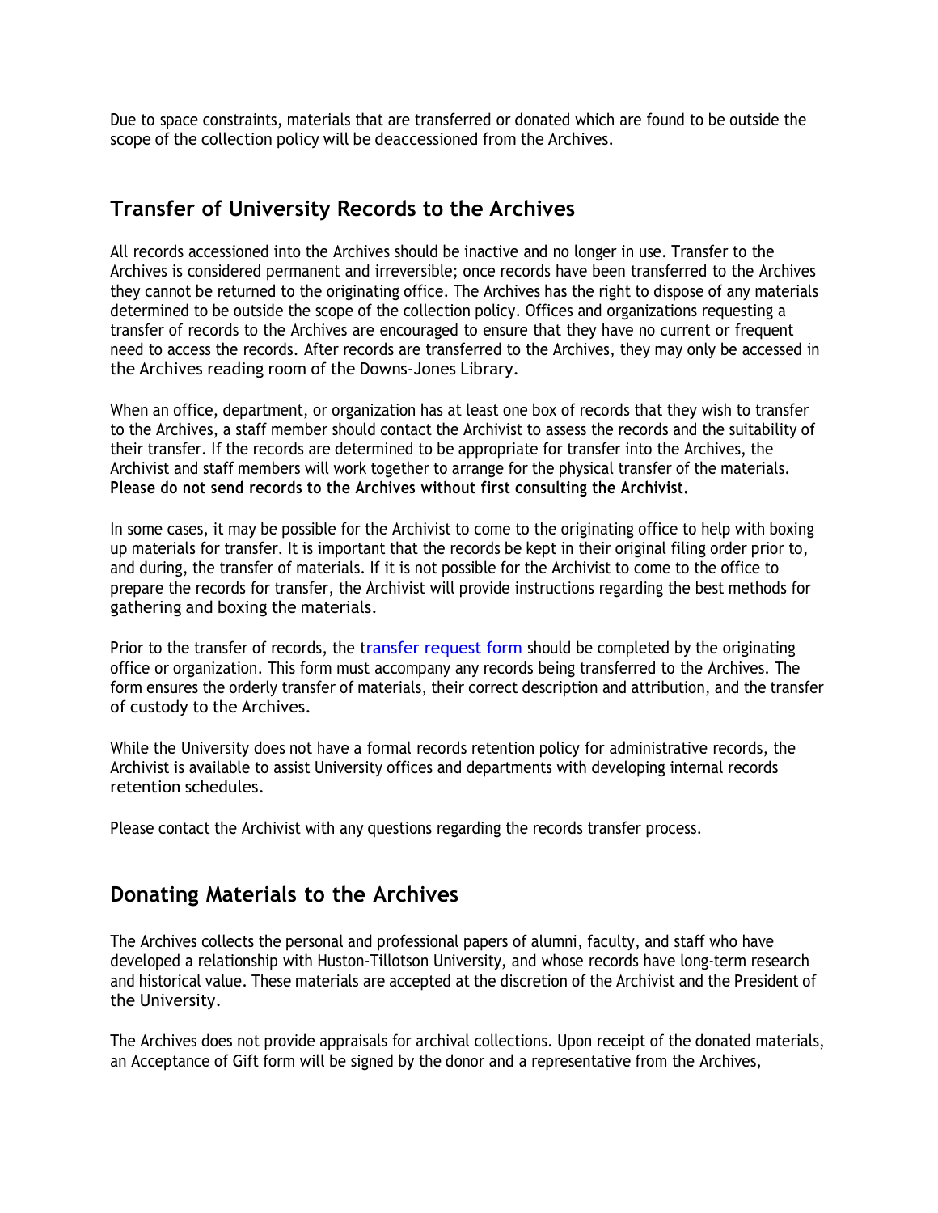Due to space constraints, materials that are transferred or donated which are found to be outside the scope of the collection policy will be deaccessioned from the Archives.

## Transfer of University Records to the Archives

All records accessioned into the Archives should be inactive and no longer in use. Transfer to the Archives is considered permanent and irreversible; once records have been transferred to the Archives they cannot be returned to the originating office. The Archives has the right to dispose of any materials determined to be outside the scope of the collection policy. Offices and organizations requesting a transfer of records to the Archives are encouraged to ensure that they have no current or frequent need to access the records. After records are transferred to the Archives, they may only be accessed in the Archives reading room of the Downs-Jones Library.

When an office, department, or organization has at least one box of records that they wish to transfer to the Archives, a staff member should contact the Archivist to assess the records and the suitability of their transfer. If the records are determined to be appropriate for transfer into the Archives, the Archivist and staff members will work together to arrange for the physical transfer of the materials. **Please do not send records to the Archives without first consulting the Archivist.**

In some cases, it may be possible for the Archivist to come to the originating office to help with boxing up materials for transfer. It is important that the records be kept in their original filing order prior to, and during, the transfer of materials. If it is not possible for the Archivist to come to the office to prepare the records for transfer, the Archivist will provide instructions regarding the best methods for gathering and boxing the materials.

Prior to the transfer of records, the transfer request form should be completed by the originating office or organization. This form must accompany any records being transferred to the Archives. The form ensures the orderly transfer of materials, their correct description and attribution, and the transfer of custody to the Archives.

While the University does not have a formal records retention policy for administrative records, the Archivist is available to assist University offices and departments with developing internal records retention schedules.

Please contact the Archivist with any questions regarding the records transfer process.

## Donating Materials to the Archives

The Archives collects the personal and professional papers of alumni, faculty, and staff who have developed a relationship with Huston-Tillotson University, and whose records have long-term research and historical value. These materials are accepted at the discretion of the Archivist and the President of the University.

The Archives does not provide appraisals for archival collections. Upon receipt of the donated materials, an Acceptance of Gift form will be signed by the donor and a representative from the Archives,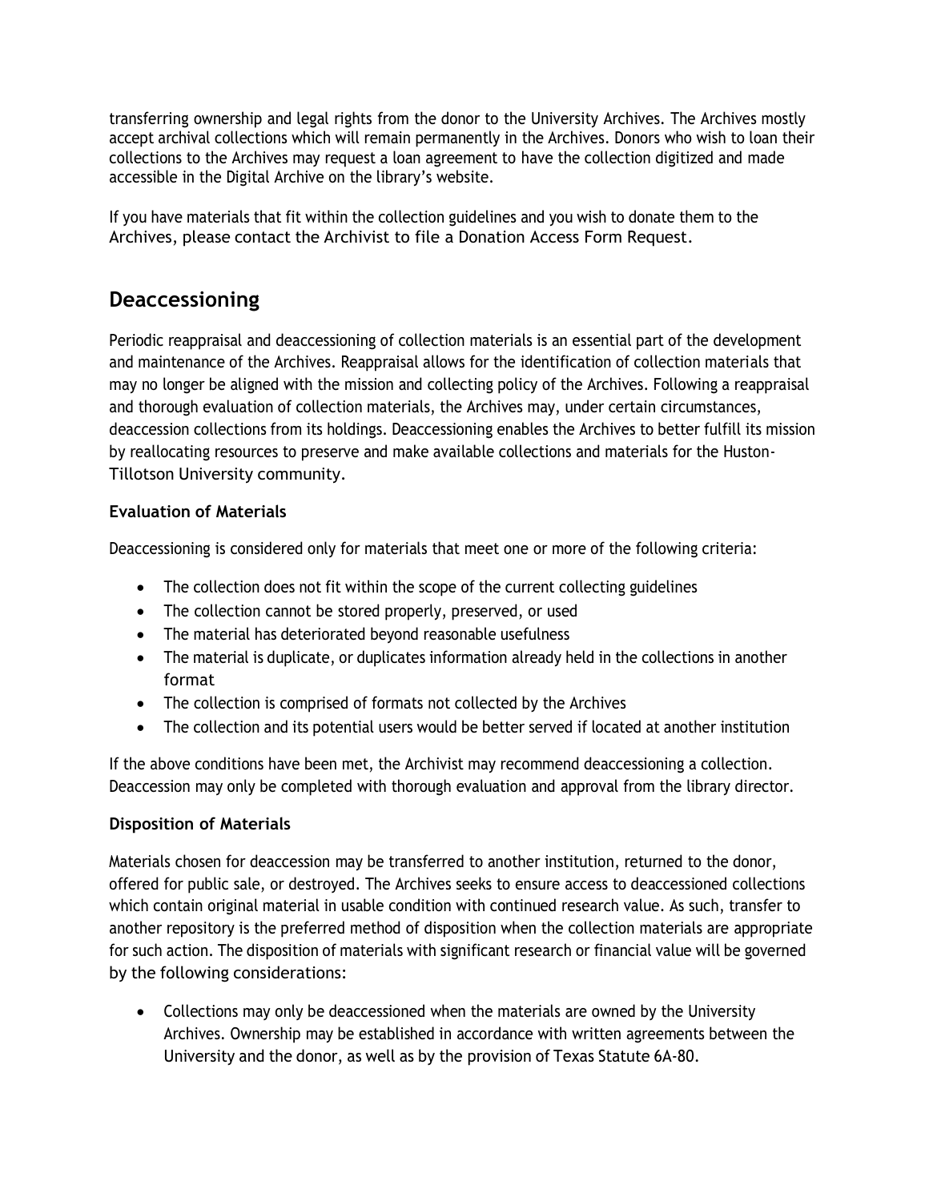transferring ownership and legal rights from the donor to the University Archives. The Archives mostly accept archival collections which will remain permanently in the Archives. Donors who wish to loan their collections to the Archives may request a loan agreement to have the collection digitized and made accessible in the Digital Archive on the library's website.

If you have materials that fit within the collection guidelines and you wish to donate them to the Archives, please contact the Archivist to file a Donation Access Form Request.

## Deaccessioning

Periodic reappraisal and deaccessioning of collection materials is an essential part of the development and maintenance of the Archives. Reappraisal allows for the identification of collection materials that may no longer be aligned with the mission and collecting policy of the Archives. Following a reappraisal and thorough evaluation of collection materials, the Archives may, under certain circumstances, deaccession collections from its holdings. Deaccessioning enables the Archives to better fulfill its mission by reallocating resources to preserve and make available collections and materials for the Huston-Tillotson University community.

### Evaluation of Materials

Deaccessioning is considered only for materials that meet one or more of the following criteria:

- The collection does not fit within the scope of the current collecting guidelines
- The collection cannot be stored properly, preserved, or used
- The material has deteriorated beyond reasonable usefulness
- The material is duplicate, or duplicates information already held in the collections in another format
- The collection is comprised of formats not collected by the Archives
- The collection and its potential users would be better served if located at another institution

If the above conditions have been met, the Archivist may recommend deaccessioning a collection. Deaccession may only be completed with thorough evaluation and approval from the library director.

### Disposition of Materials

Materials chosen for deaccession may be transferred to another institution, returned to the donor, offered for public sale, or destroyed. The Archives seeks to ensure access to deaccessioned collections which contain original material in usable condition with continued research value. As such, transfer to another repository is the preferred method of disposition when the collection materials are appropriate for such action. The disposition of materials with significant research or financial value will be governed by the following considerations:

- Collections may only be deaccessioned when the materials are owned by the University Archives. Ownership may be established in accordance with written agreements between the University and the donor, as well as by the provision of Texas Statute 6A-80.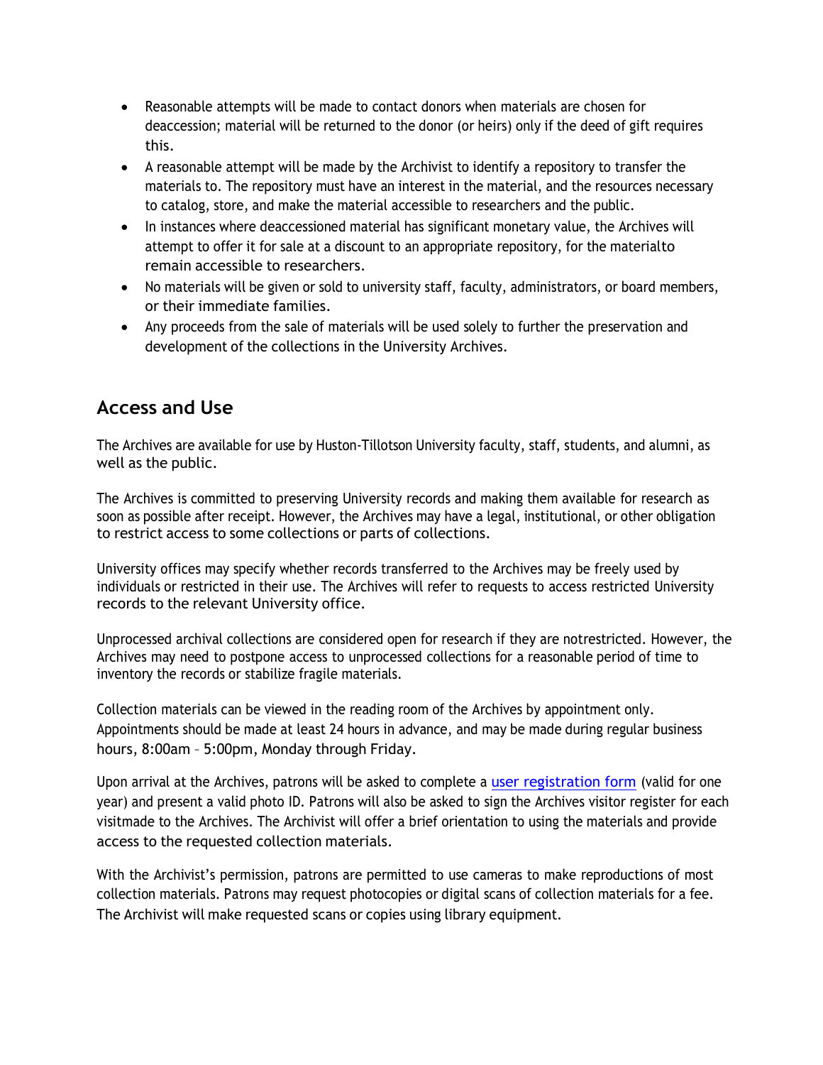- Reasonable attempts will be made to contact donors when materials are chosen for deaccession; material will be returned to the donor (or heirs) only if the deed of gift requires this.
- A reasonable attempt will be made by the Archivist to identify a repository to transfer the materials to. The repository must have an interest in the material, and the resources necessary to catalog, store, and make the material accessible to researchers and the public.
- In instances where deaccessioned material has significant monetary value, the Archives will attempt to offer it for sale at a discount to an appropriate repository, for the materialto remain accessible to researchers.
- No materials will be given or sold to university staff, faculty, administrators, or board members, or their immediate families.
- Any proceeds from the sale of materials will be used solely to further the preservation and development of the collections in the University Archives.

## Access and Use

The Archives are available for use by Huston-Tillotson University faculty, staff, students, and alumni, as well as the public.

The Archives is committed to preserving University records and making them available for research as soon as possible after receipt. However, the Archives may have a legal, institutional, or other obligation to restrict access to some collections or parts of collections.

University offices may specify whether records transferred to the Archives may be freely used by individuals or restricted in their use. The Archives will refer to requests to access restricted University records to the relevant University office.

Unprocessed archival collections are considered open for research if they are notrestricted. However, the Archives may need to postpone access to unprocessed collections for a reasonable period of time to inventory the records or stabilize fragile materials.

Collection materials can be viewed in the reading room of the Archives by appointment only. Appointments should be made at least 24 hours in advance, and may be made during regular business hours, 8:00am – 5:00pm, Monday through Friday.

Upon arrival at the Archives, patrons will be asked to complete a user registration form (valid for one year) and present a valid photo ID. Patrons will also be asked to sign the Archives visitor register for each visitmade to the Archives. The Archivist will offer a brief orientation to using the materials and provide access to the requested collection materials.

With the Archivist's permission, patrons are permitted to use cameras to make reproductions of most collection materials. Patrons may request photocopies or digital scans of collection materials for a fee. The Archivist will make requested scans or copies using library equipment.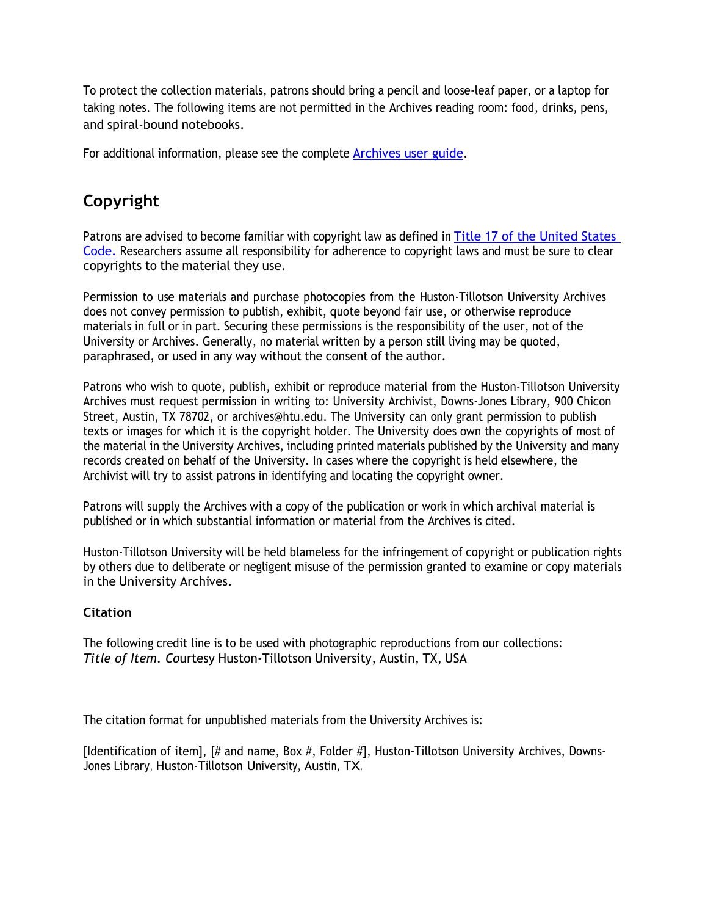To protect the collection materials, patrons should bring a pencil and loose-leaf paper, or a laptop for taking notes. The following items are not permitted in the Archives reading room: food, drinks, pens, and spiral-bound notebooks.

For additional information, please see the complete Archives user guide.

## Copyright

Patrons are advised to become familiar with copyright law as defined in Title 17 of the United States Code. Researchers assume all responsibility for adherence to copyright laws and must be sure to clear copyrights to the material they use.

Permission to use materials and purchase photocopies from the Huston-Tillotson University Archives does not convey permission to publish, exhibit, quote beyond fair use, or otherwise reproduce materials in full or in part. Securing these permissions is the responsibility of the user, not of the University or Archives. Generally, no material written by a person still living may be quoted, paraphrased, or used in any way without the consent of the author.

Patrons who wish to quote, publish, exhibit or reproduce material from the Huston-Tillotson University Archives must request permission in writing to: University Archivist, Downs-Jones Library, 900 Chicon Street, Austin, TX 78702, or archives@htu.edu. The University can only grant permission to publish texts or images for which it is the copyright holder. The University does own the copyrights of most of the material in the University Archives, including printed materials published by the University and many records created on behalf of the University. In cases where the copyright is held elsewhere, the Archivist will try to assist patrons in identifying and locating the copyright owner.

Patrons will supply the Archives with a copy of the publication or work in which archival material is published or in which substantial information or material from the Archives is cited.

Huston-Tillotson University will be held blameless for the infringement of copyright or publication rights by others due to deliberate or negligent misuse of the permission granted to examine or copy materials in the University Archives.

### Citation

The following credit line is to be used with photographic reproductions from our collections:
*Title of Item. Co*urtesy Huston-Tillotson University, Austin, TX, USA

The citation format for unpublished materials from the University Archives is:

[Identification of item], [# and name, Box #, Folder #], Huston-Tillotson University Archives, Downs-Jones Library, Huston-Tillotson University, Austin, TX.